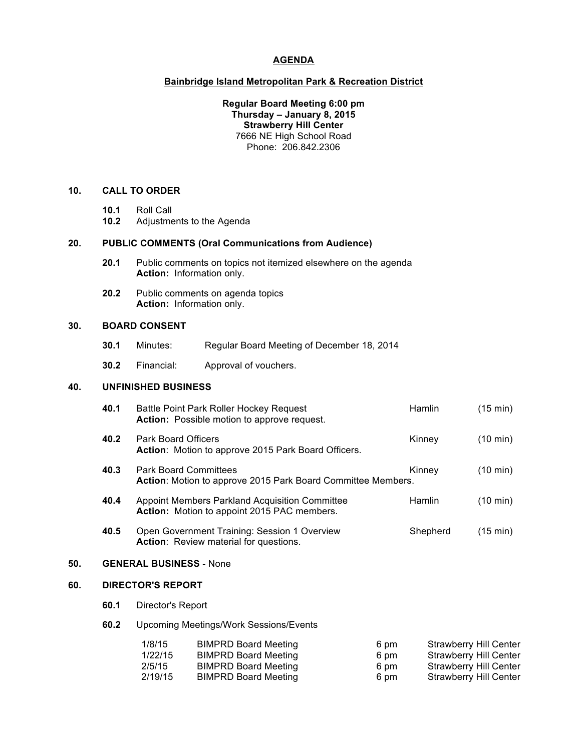# AGENDA

## Bainbridge Island Metropolitan Park & Recreation District

**Regular Board Meeting 6:00 pm**
**Thursday – January 8, 2015**
**Strawberry Hill Center**
7666 NE High School Road
Phone: 206.842.2306

### 10. CALL TO ORDER

- **10.1** Roll Call
- **10.2** Adjustments to the Agenda

### 20. PUBLIC COMMENTS (Oral Communications from Audience)

- **20.1** Public comments on topics not itemized elsewhere on the agenda
  **Action:** Information only.
- **20.2** Public comments on agenda topics
  **Action:** Information only.

### 30. BOARD CONSENT

- **30.1** Minutes: Regular Board Meeting of December 18, 2014
- **30.2** Financial: Approval of vouchers.

### 40. UNFINISHED BUSINESS

- **40.1** Battle Point Park Roller Hockey Request — Hamlin (15 min)
  **Action:** Possible motion to approve request.
- **40.2** Park Board Officers — Kinney (10 min)
  **Action**: Motion to approve 2015 Park Board Officers.
- **40.3** Park Board Committees — Kinney (10 min)
  **Action**: Motion to approve 2015 Park Board Committee Members.
- **40.4** Appoint Members Parkland Acquisition Committee — Hamlin (10 min)
  **Action:** Motion to appoint 2015 PAC members.
- **40.5** Open Government Training: Session 1 Overview — Shepherd (15 min)
  **Action**: Review material for questions.

### 50. GENERAL BUSINESS - None

### 60. DIRECTOR'S REPORT

- **60.1** Director's Report
- **60.2** Upcoming Meetings/Work Sessions/Events

| Date | Meeting | Time | Location |
|---|---|---|---|
| 1/8/15 | BIMPRD Board Meeting | 6 pm | Strawberry Hill Center |
| 1/22/15 | BIMPRD Board Meeting | 6 pm | Strawberry Hill Center |
| 2/5/15 | BIMPRD Board Meeting | 6 pm | Strawberry Hill Center |
| 2/19/15 | BIMPRD Board Meeting | 6 pm | Strawberry Hill Center |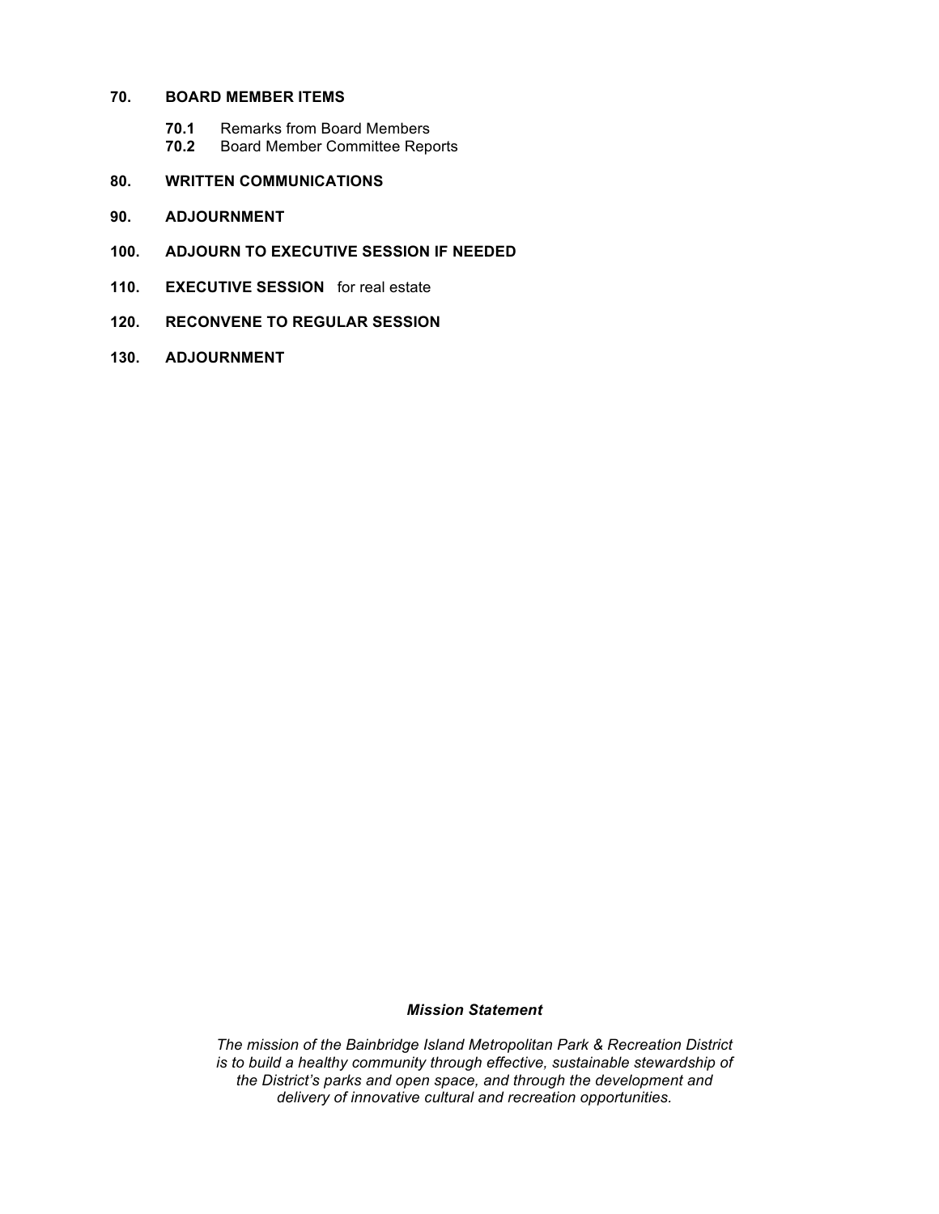**70. BOARD MEMBER ITEMS**

- **70.1** Remarks from Board Members
- **70.2** Board Member Committee Reports

**80. WRITTEN COMMUNICATIONS**

**90. ADJOURNMENT**

**100. ADJOURN TO EXECUTIVE SESSION IF NEEDED**

**110. EXECUTIVE SESSION** for real estate

**120. RECONVENE TO REGULAR SESSION**

**130. ADJOURNMENT**

***Mission Statement***

*The mission of the Bainbridge Island Metropolitan Park & Recreation District is to build a healthy community through effective, sustainable stewardship of the District's parks and open space, and through the development and delivery of innovative cultural and recreation opportunities.*